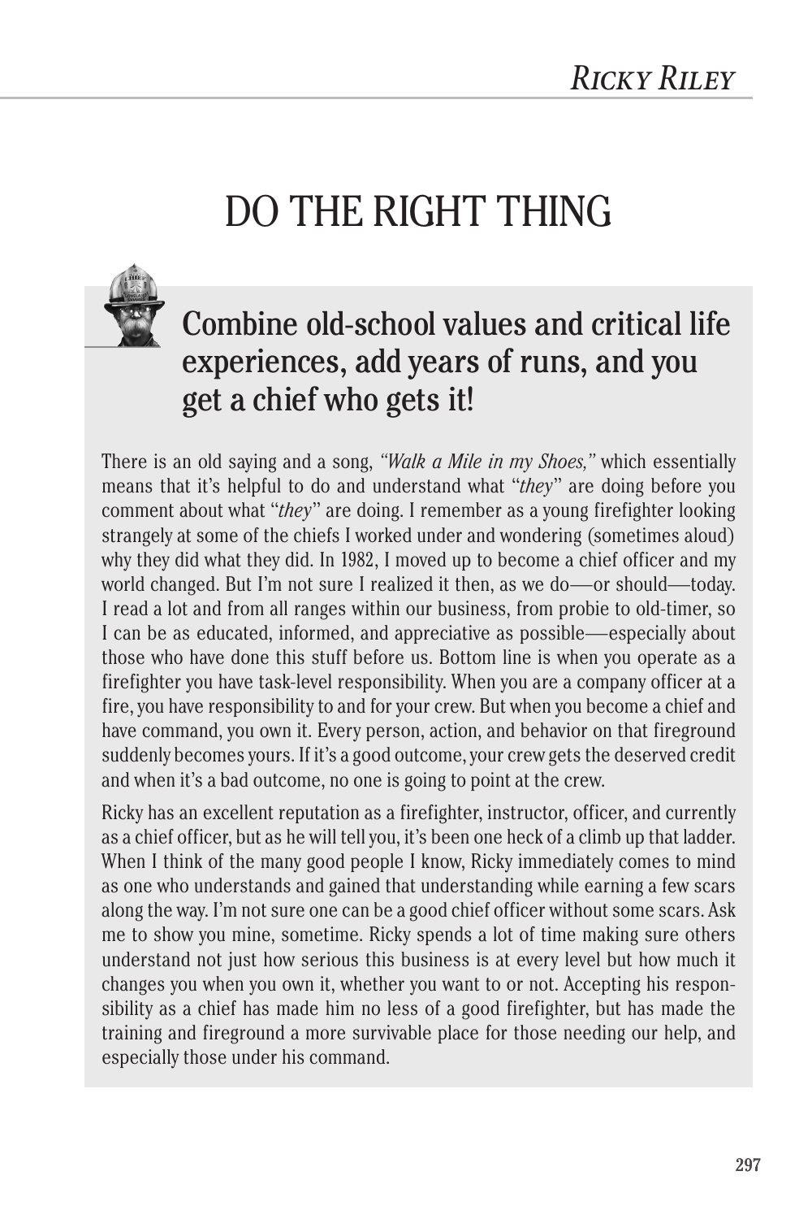# DO THE RIGHT THING

## Combine old-school values and critical life experiences, add years of runs, and you get a chief who gets it!

There is an old saying and a song, *"Walk a Mile in my Shoes,"* which essentially means that it's helpful to do and understand what "*they*" are doing before you comment about what "*they*" are doing. I remember as a young firefighter looking strangely at some of the chiefs I worked under and wondering (sometimes aloud) why they did what they did. In 1982, I moved up to become a chief officer and my world changed. But I'm not sure I realized it then, as we do—or should—today. I read a lot and from all ranges within our business, from probie to old-timer, so I can be as educated, informed, and appreciative as possible—especially about those who have done this stuff before us. Bottom line is when you operate as a firefighter you have task-level responsibility. When you are a company officer at a fire, you have responsibility to and for your crew. But when you become a chief and have command, you own it. Every person, action, and behavior on that fireground suddenly becomes yours. If it's a good outcome, your crew gets the deserved credit and when it's a bad outcome, no one is going to point at the crew.

Ricky has an excellent reputation as a firefighter, instructor, officer, and currently as a chief officer, but as he will tell you, it's been one heck of a climb up that ladder. When I think of the many good people I know, Ricky immediately comes to mind as one who understands and gained that understanding while earning a few scars along the way. I'm not sure one can be a good chief officer without some scars. Ask me to show you mine, sometime. Ricky spends a lot of time making sure others understand not just how serious this business is at every level but how much it changes you when you own it, whether you want to or not. Accepting his responsibility as a chief has made him no less of a good firefighter, but has made the training and fireground a more survivable place for those needing our help, and especially those under his command.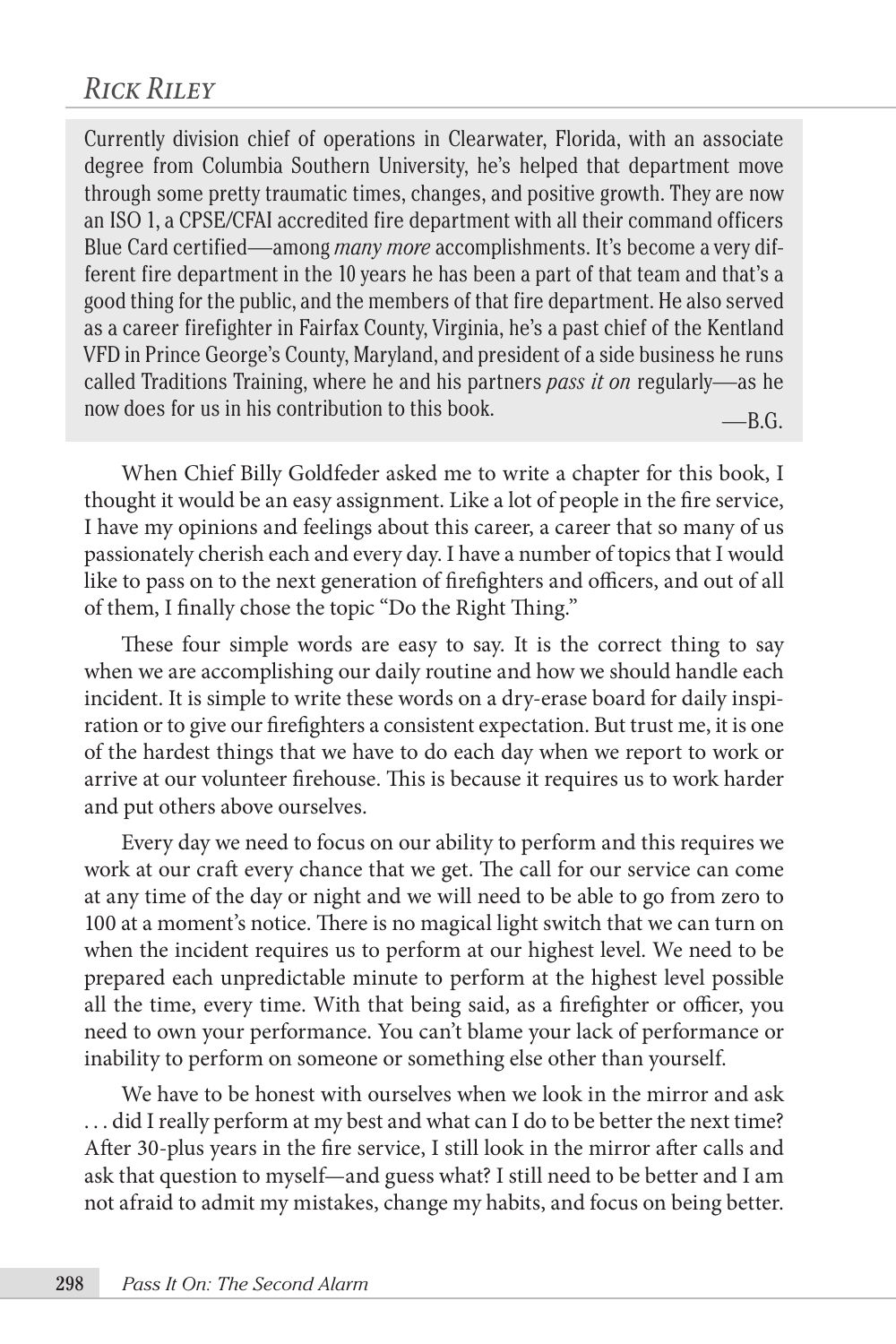# *Rick Riley*

> Currently division chief of operations in Clearwater, Florida, with an associate degree from Columbia Southern University, he's helped that department move through some pretty traumatic times, changes, and positive growth. They are now an ISO 1, a CPSE/CFAI accredited fire department with all their command officers Blue Card certified—among *many more* accomplishments. It's become a very different fire department in the 10 years he has been a part of that team and that's a good thing for the public, and the members of that fire department. He also served as a career firefighter in Fairfax County, Virginia, he's a past chief of the Kentland VFD in Prince George's County, Maryland, and president of a side business he runs called Traditions Training, where he and his partners *pass it on* regularly—as he now does for us in his contribution to this book.
>
> —B.G.

When Chief Billy Goldfeder asked me to write a chapter for this book, I thought it would be an easy assignment. Like a lot of people in the fire service, I have my opinions and feelings about this career, a career that so many of us passionately cherish each and every day. I have a number of topics that I would like to pass on to the next generation of firefighters and officers, and out of all of them, I finally chose the topic "Do the Right Thing."

These four simple words are easy to say. It is the correct thing to say when we are accomplishing our daily routine and how we should handle each incident. It is simple to write these words on a dry-erase board for daily inspiration or to give our firefighters a consistent expectation. But trust me, it is one of the hardest things that we have to do each day when we report to work or arrive at our volunteer firehouse. This is because it requires us to work harder and put others above ourselves.

Every day we need to focus on our ability to perform and this requires we work at our craft every chance that we get. The call for our service can come at any time of the day or night and we will need to be able to go from zero to 100 at a moment's notice. There is no magical light switch that we can turn on when the incident requires us to perform at our highest level. We need to be prepared each unpredictable minute to perform at the highest level possible all the time, every time. With that being said, as a firefighter or officer, you need to own your performance. You can't blame your lack of performance or inability to perform on someone or something else other than yourself.

We have to be honest with ourselves when we look in the mirror and ask . . . did I really perform at my best and what can I do to be better the next time? After 30-plus years in the fire service, I still look in the mirror after calls and ask that question to myself—and guess what? I still need to be better and I am not afraid to admit my mistakes, change my habits, and focus on being better.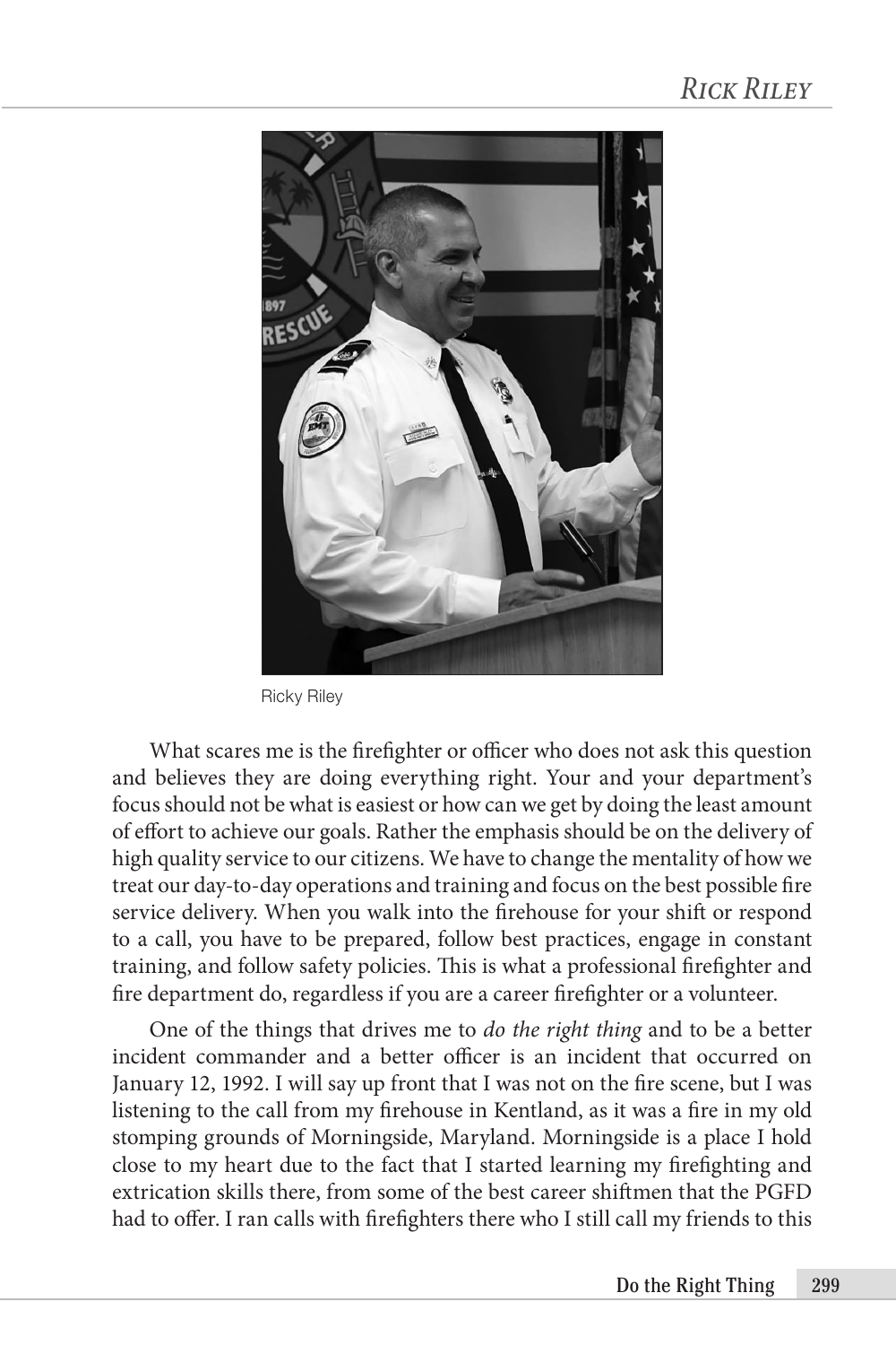Ricky Riley

What scares me is the firefighter or officer who does not ask this question and believes they are doing everything right. Your and your department's focus should not be what is easiest or how can we get by doing the least amount of effort to achieve our goals. Rather the emphasis should be on the delivery of high quality service to our citizens. We have to change the mentality of how we treat our day-to-day operations and training and focus on the best possible fire service delivery. When you walk into the firehouse for your shift or respond to a call, you have to be prepared, follow best practices, engage in constant training, and follow safety policies. This is what a professional firefighter and fire department do, regardless if you are a career firefighter or a volunteer.

One of the things that drives me to *do the right thing* and to be a better incident commander and a better officer is an incident that occurred on January 12, 1992. I will say up front that I was not on the fire scene, but I was listening to the call from my firehouse in Kentland, as it was a fire in my old stomping grounds of Morningside, Maryland. Morningside is a place I hold close to my heart due to the fact that I started learning my firefighting and extrication skills there, from some of the best career shiftmen that the PGFD had to offer. I ran calls with firefighters there who I still call my friends to this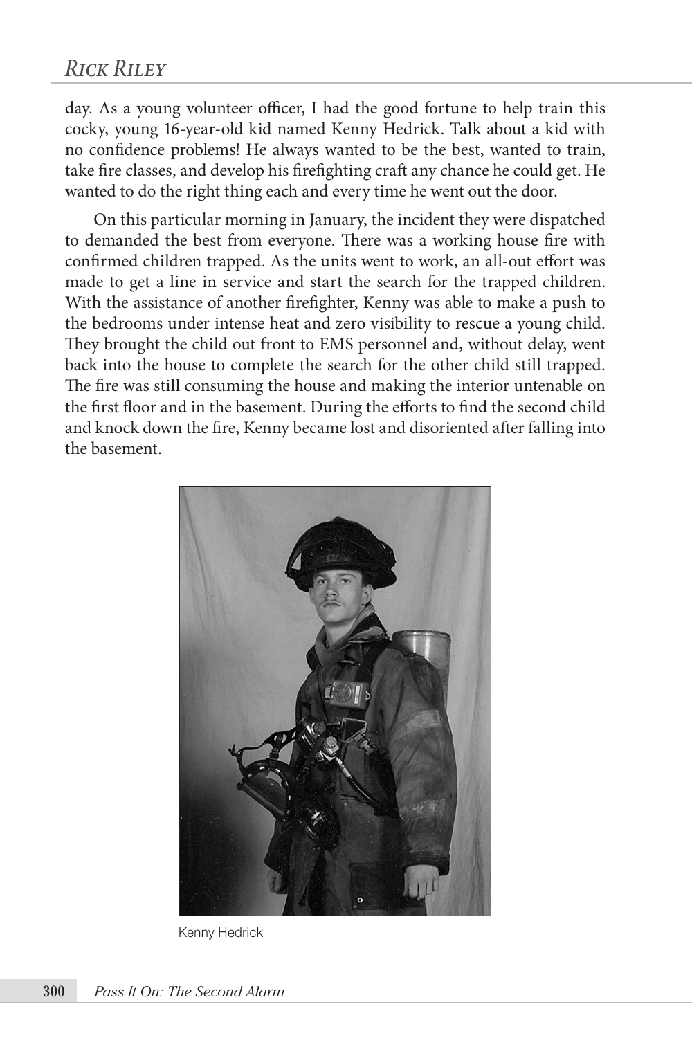day. As a young volunteer officer, I had the good fortune to help train this cocky, young 16-year-old kid named Kenny Hedrick. Talk about a kid with no confidence problems! He always wanted to be the best, wanted to train, take fire classes, and develop his firefighting craft any chance he could get. He wanted to do the right thing each and every time he went out the door.

On this particular morning in January, the incident they were dispatched to demanded the best from everyone. There was a working house fire with confirmed children trapped. As the units went to work, an all-out effort was made to get a line in service and start the search for the trapped children. With the assistance of another firefighter, Kenny was able to make a push to the bedrooms under intense heat and zero visibility to rescue a young child. They brought the child out front to EMS personnel and, without delay, went back into the house to complete the search for the other child still trapped. The fire was still consuming the house and making the interior untenable on the first floor and in the basement. During the efforts to find the second child and knock down the fire, Kenny became lost and disoriented after falling into the basement.

Kenny Hedrick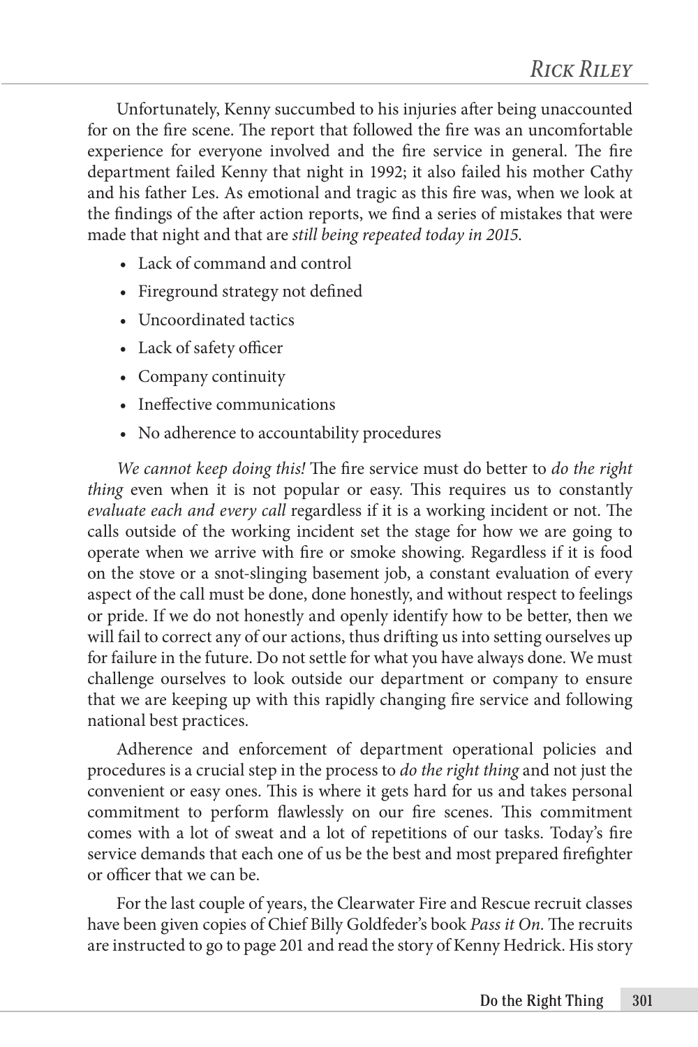Unfortunately, Kenny succumbed to his injuries after being unaccounted for on the fire scene. The report that followed the fire was an uncomfortable experience for everyone involved and the fire service in general. The fire department failed Kenny that night in 1992; it also failed his mother Cathy and his father Les. As emotional and tragic as this fire was, when we look at the findings of the after action reports, we find a series of mistakes that were made that night and that are *still being repeated today in 2015*.

- Lack of command and control
- Fireground strategy not defined
- Uncoordinated tactics
- Lack of safety officer
- Company continuity
- Ineffective communications
- No adherence to accountability procedures

*We cannot keep doing this!* The fire service must do better to *do the right thing* even when it is not popular or easy. This requires us to constantly *evaluate each and every call* regardless if it is a working incident or not. The calls outside of the working incident set the stage for how we are going to operate when we arrive with fire or smoke showing. Regardless if it is food on the stove or a snot-slinging basement job, a constant evaluation of every aspect of the call must be done, done honestly, and without respect to feelings or pride. If we do not honestly and openly identify how to be better, then we will fail to correct any of our actions, thus drifting us into setting ourselves up for failure in the future. Do not settle for what you have always done. We must challenge ourselves to look outside our department or company to ensure that we are keeping up with this rapidly changing fire service and following national best practices.

Adherence and enforcement of department operational policies and procedures is a crucial step in the process to *do the right thing* and not just the convenient or easy ones. This is where it gets hard for us and takes personal commitment to perform flawlessly on our fire scenes. This commitment comes with a lot of sweat and a lot of repetitions of our tasks. Today's fire service demands that each one of us be the best and most prepared firefighter or officer that we can be.

For the last couple of years, the Clearwater Fire and Rescue recruit classes have been given copies of Chief Billy Goldfeder's book *Pass it On*. The recruits are instructed to go to page 201 and read the story of Kenny Hedrick. His story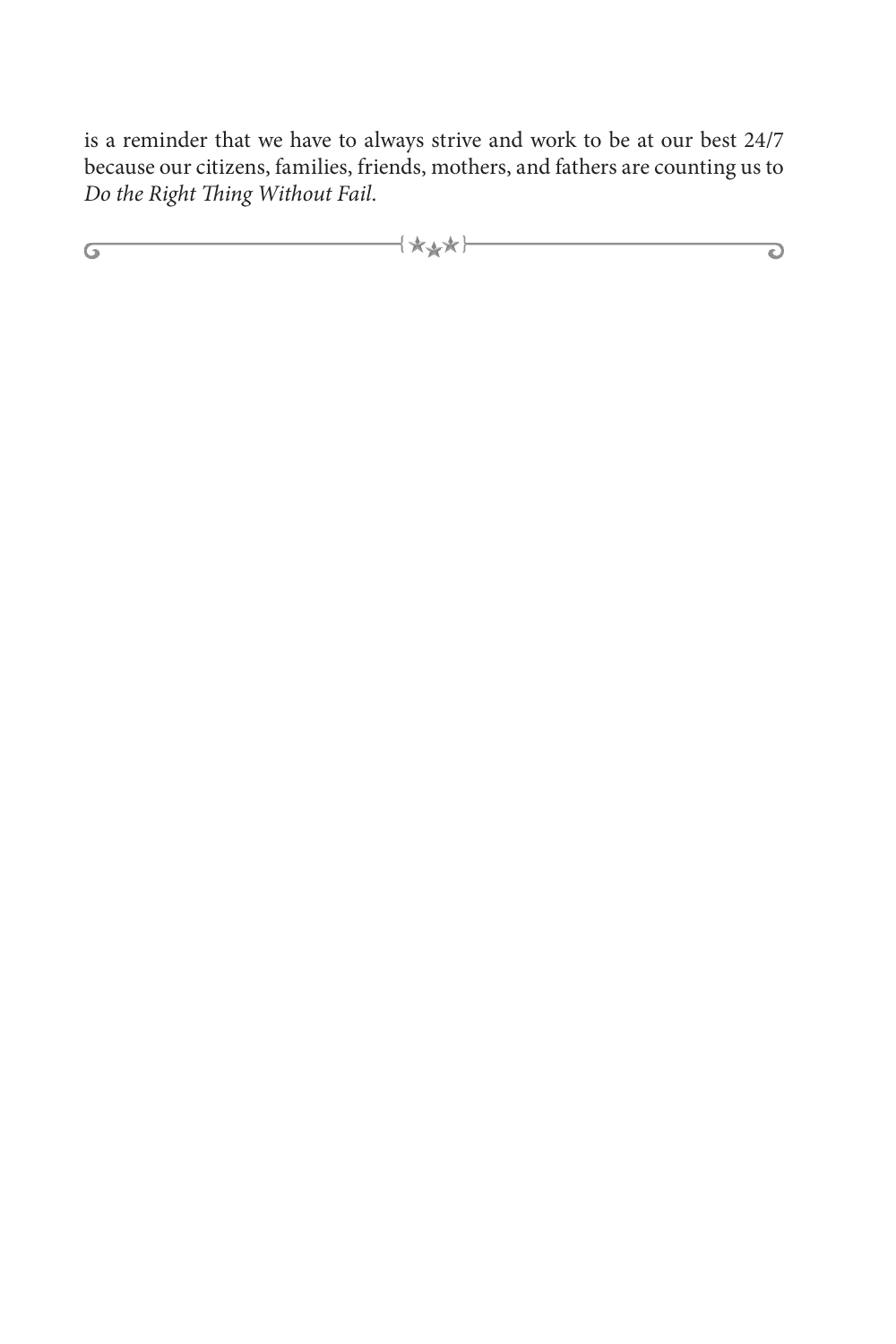is a reminder that we have to always strive and work to be at our best 24/7 because our citizens, families, friends, mothers, and fathers are counting us to *Do the Right Thing Without Fail*.